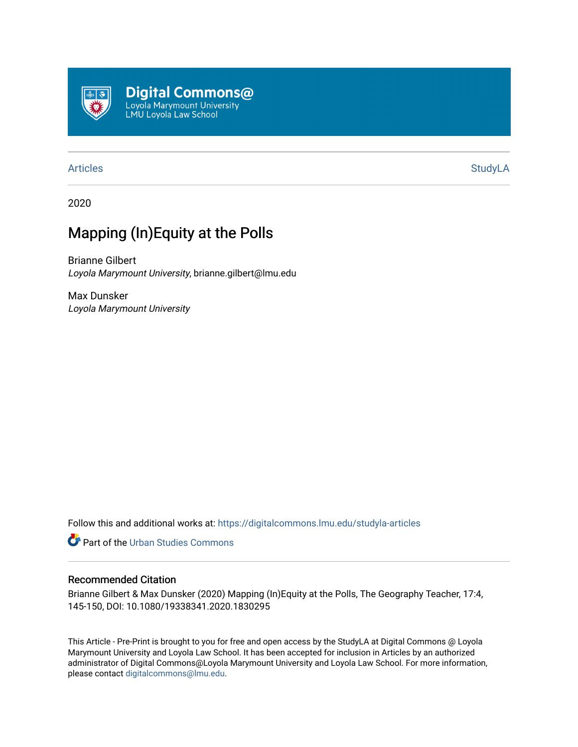Digital Commons@
Loyola Marymount University
LMU Loyola Law School

Articles | StudyLA

2020

# Mapping (In)Equity at the Polls

Brianne Gilbert
*Loyola Marymount University*, brianne.gilbert@lmu.edu

Max Dunsker
*Loyola Marymount University*

Follow this and additional works at: https://digitalcommons.lmu.edu/studyla-articles

Part of the Urban Studies Commons

## Recommended Citation

Brianne Gilbert & Max Dunsker (2020) Mapping (In)Equity at the Polls, The Geography Teacher, 17:4, 145-150, DOI: 10.1080/19338341.2020.1830295

This Article - Pre-Print is brought to you for free and open access by the StudyLA at Digital Commons @ Loyola Marymount University and Loyola Law School. It has been accepted for inclusion in Articles by an authorized administrator of Digital Commons@Loyola Marymount University and Loyola Law School. For more information, please contact digitalcommons@lmu.edu.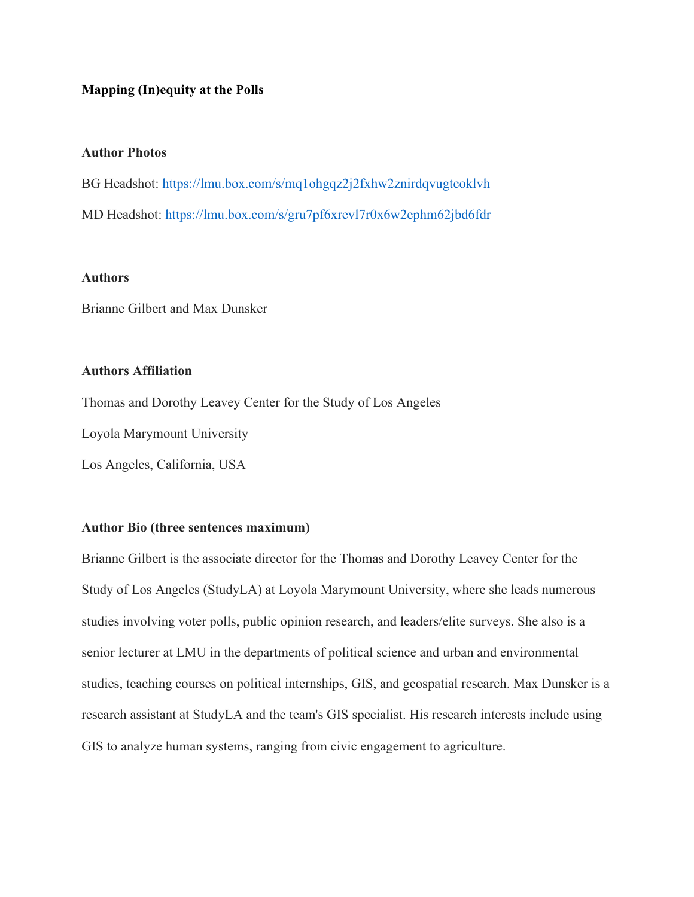**Mapping (In)equity at the Polls**

**Author Photos**

BG Headshot: https://lmu.box.com/s/mq1ohgqz2j2fxhw2znirdqvugtcoklvh

MD Headshot: https://lmu.box.com/s/gru7pf6xrevl7r0x6w2ephm62jbd6fdr

**Authors**

Brianne Gilbert and Max Dunsker

**Authors Affiliation**

Thomas and Dorothy Leavey Center for the Study of Los Angeles

Loyola Marymount University

Los Angeles, California, USA

**Author Bio (three sentences maximum)**

Brianne Gilbert is the associate director for the Thomas and Dorothy Leavey Center for the Study of Los Angeles (StudyLA) at Loyola Marymount University, where she leads numerous studies involving voter polls, public opinion research, and leaders/elite surveys. She also is a senior lecturer at LMU in the departments of political science and urban and environmental studies, teaching courses on political internships, GIS, and geospatial research. Max Dunsker is a research assistant at StudyLA and the team's GIS specialist. His research interests include using GIS to analyze human systems, ranging from civic engagement to agriculture.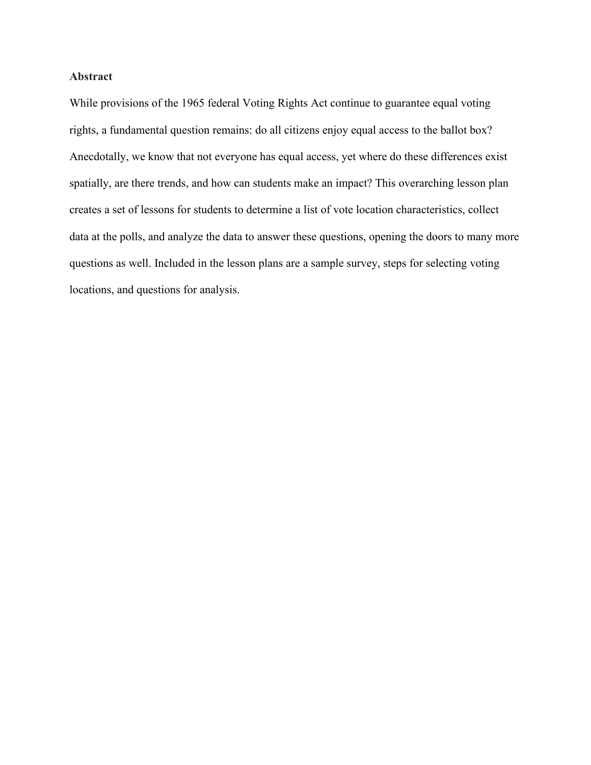**Abstract**

While provisions of the 1965 federal Voting Rights Act continue to guarantee equal voting rights, a fundamental question remains: do all citizens enjoy equal access to the ballot box? Anecdotally, we know that not everyone has equal access, yet where do these differences exist spatially, are there trends, and how can students make an impact? This overarching lesson plan creates a set of lessons for students to determine a list of vote location characteristics, collect data at the polls, and analyze the data to answer these questions, opening the doors to many more questions as well. Included in the lesson plans are a sample survey, steps for selecting voting locations, and questions for analysis.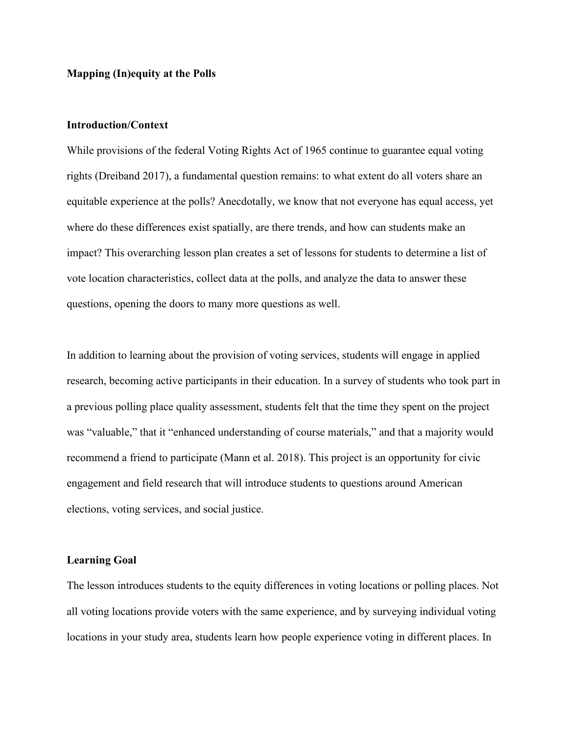**Mapping (In)equity at the Polls**

**Introduction/Context**

While provisions of the federal Voting Rights Act of 1965 continue to guarantee equal voting rights (Dreiband 2017), a fundamental question remains: to what extent do all voters share an equitable experience at the polls? Anecdotally, we know that not everyone has equal access, yet where do these differences exist spatially, are there trends, and how can students make an impact? This overarching lesson plan creates a set of lessons for students to determine a list of vote location characteristics, collect data at the polls, and analyze the data to answer these questions, opening the doors to many more questions as well.

In addition to learning about the provision of voting services, students will engage in applied research, becoming active participants in their education. In a survey of students who took part in a previous polling place quality assessment, students felt that the time they spent on the project was "valuable," that it "enhanced understanding of course materials," and that a majority would recommend a friend to participate (Mann et al. 2018). This project is an opportunity for civic engagement and field research that will introduce students to questions around American elections, voting services, and social justice.

**Learning Goal**

The lesson introduces students to the equity differences in voting locations or polling places. Not all voting locations provide voters with the same experience, and by surveying individual voting locations in your study area, students learn how people experience voting in different places. In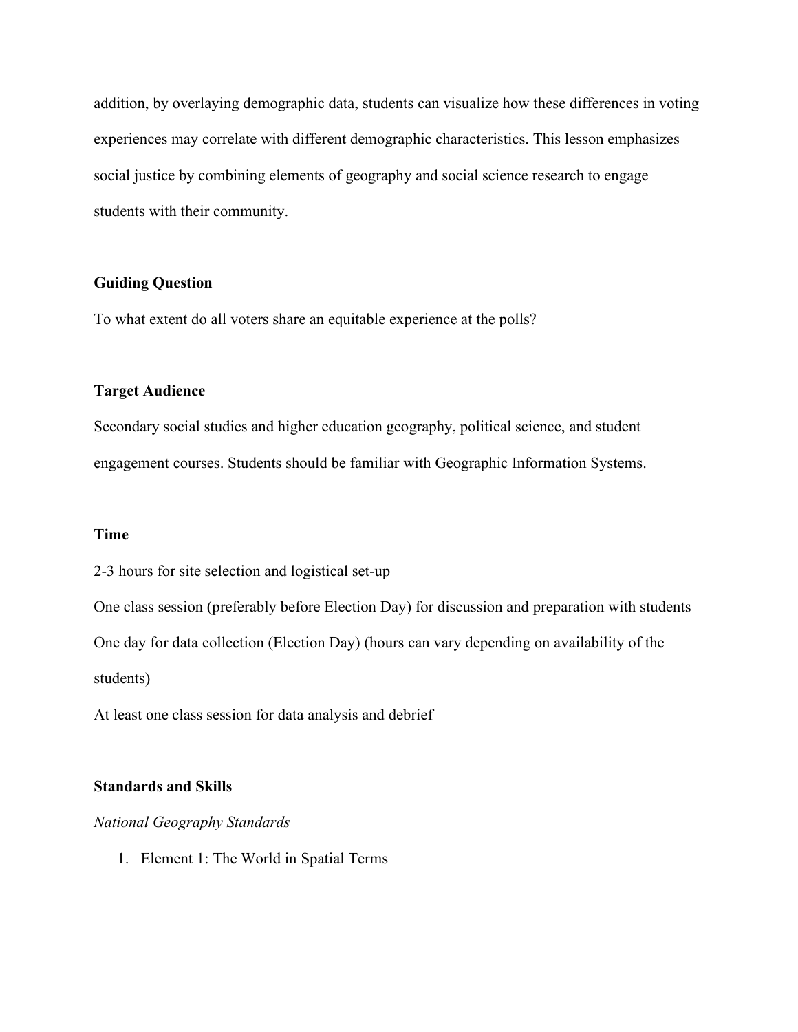addition, by overlaying demographic data, students can visualize how these differences in voting experiences may correlate with different demographic characteristics. This lesson emphasizes social justice by combining elements of geography and social science research to engage students with their community.

**Guiding Question**

To what extent do all voters share an equitable experience at the polls?

**Target Audience**

Secondary social studies and higher education geography, political science, and student engagement courses. Students should be familiar with Geographic Information Systems.

**Time**

2-3 hours for site selection and logistical set-up

One class session (preferably before Election Day) for discussion and preparation with students

One day for data collection (Election Day) (hours can vary depending on availability of the students)

At least one class session for data analysis and debrief

**Standards and Skills**

*National Geography Standards*

1. Element 1: The World in Spatial Terms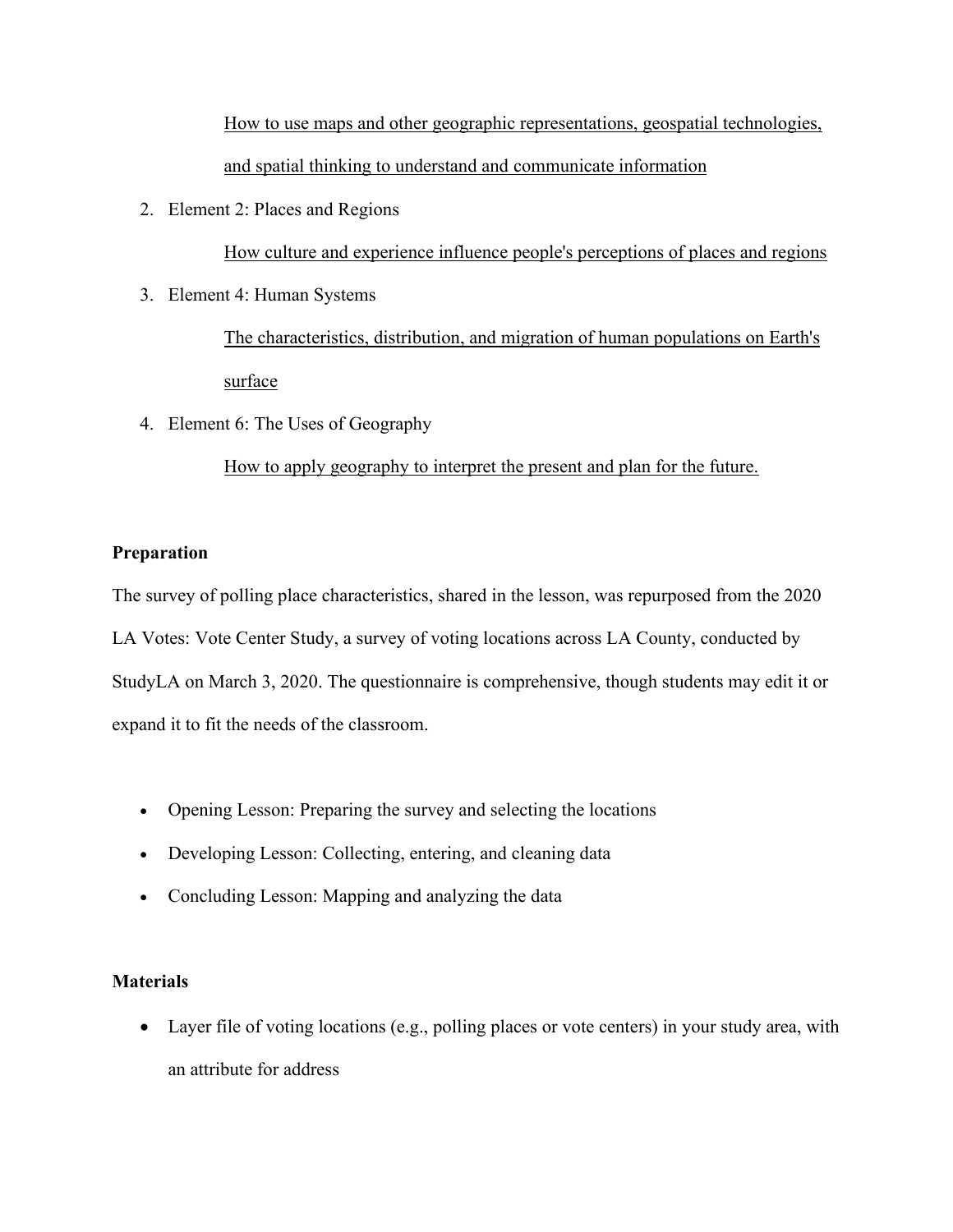<u>How to use maps and other geographic representations, geospatial technologies, and spatial thinking to understand and communicate information</u>

2. Element 2: Places and Regions

    <u>How culture and experience influence people's perceptions of places and regions</u>

3. Element 4: Human Systems

    <u>The characteristics, distribution, and migration of human populations on Earth's surface</u>

4. Element 6: The Uses of Geography

    <u>How to apply geography to interpret the present and plan for the future.</u>

**Preparation**

The survey of polling place characteristics, shared in the lesson, was repurposed from the 2020 LA Votes: Vote Center Study, a survey of voting locations across LA County, conducted by StudyLA on March 3, 2020. The questionnaire is comprehensive, though students may edit it or expand it to fit the needs of the classroom.

- Opening Lesson: Preparing the survey and selecting the locations
- Developing Lesson: Collecting, entering, and cleaning data
- Concluding Lesson: Mapping and analyzing the data

**Materials**

- Layer file of voting locations (e.g., polling places or vote centers) in your study area, with an attribute for address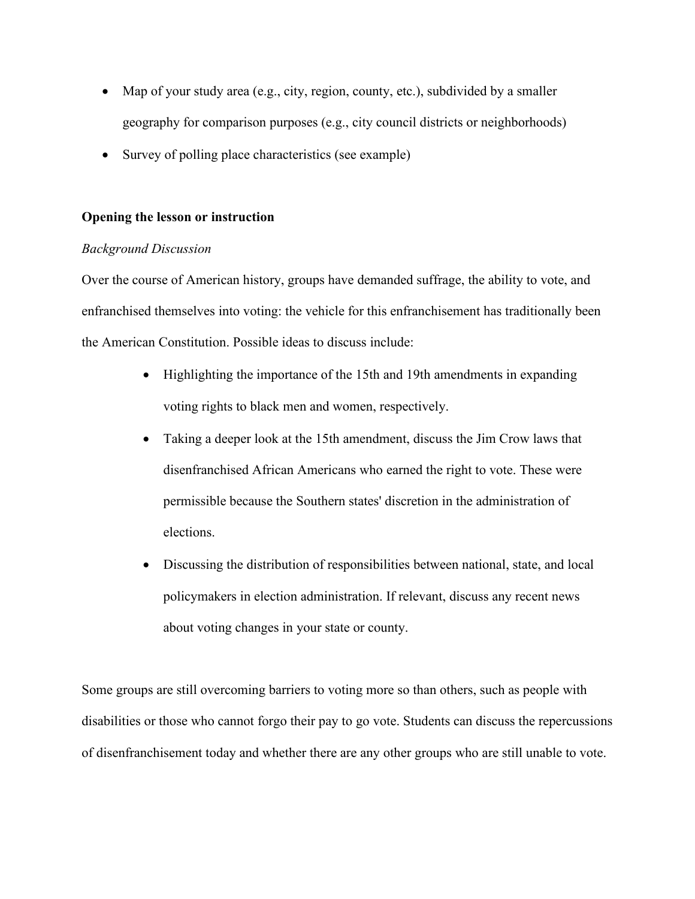- Map of your study area (e.g., city, region, county, etc.), subdivided by a smaller geography for comparison purposes (e.g., city council districts or neighborhoods)
- Survey of polling place characteristics (see example)

**Opening the lesson or instruction**

*Background Discussion*

Over the course of American history, groups have demanded suffrage, the ability to vote, and enfranchised themselves into voting: the vehicle for this enfranchisement has traditionally been the American Constitution. Possible ideas to discuss include:

- Highlighting the importance of the 15th and 19th amendments in expanding voting rights to black men and women, respectively.
- Taking a deeper look at the 15th amendment, discuss the Jim Crow laws that disenfranchised African Americans who earned the right to vote. These were permissible because the Southern states' discretion in the administration of elections.
- Discussing the distribution of responsibilities between national, state, and local policymakers in election administration. If relevant, discuss any recent news about voting changes in your state or county.

Some groups are still overcoming barriers to voting more so than others, such as people with disabilities or those who cannot forgo their pay to go vote. Students can discuss the repercussions of disenfranchisement today and whether there are any other groups who are still unable to vote.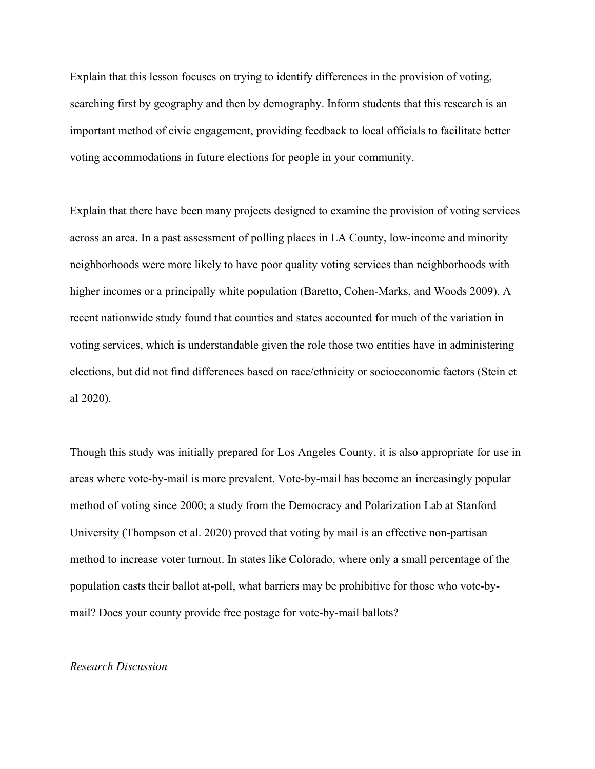Explain that this lesson focuses on trying to identify differences in the provision of voting, searching first by geography and then by demography. Inform students that this research is an important method of civic engagement, providing feedback to local officials to facilitate better voting accommodations in future elections for people in your community.

Explain that there have been many projects designed to examine the provision of voting services across an area. In a past assessment of polling places in LA County, low-income and minority neighborhoods were more likely to have poor quality voting services than neighborhoods with higher incomes or a principally white population (Baretto, Cohen-Marks, and Woods 2009). A recent nationwide study found that counties and states accounted for much of the variation in voting services, which is understandable given the role those two entities have in administering elections, but did not find differences based on race/ethnicity or socioeconomic factors (Stein et al 2020).

Though this study was initially prepared for Los Angeles County, it is also appropriate for use in areas where vote-by-mail is more prevalent. Vote-by-mail has become an increasingly popular method of voting since 2000; a study from the Democracy and Polarization Lab at Stanford University (Thompson et al. 2020) proved that voting by mail is an effective non-partisan method to increase voter turnout. In states like Colorado, where only a small percentage of the population casts their ballot at-poll, what barriers may be prohibitive for those who vote-by-mail? Does your county provide free postage for vote-by-mail ballots?

*Research Discussion*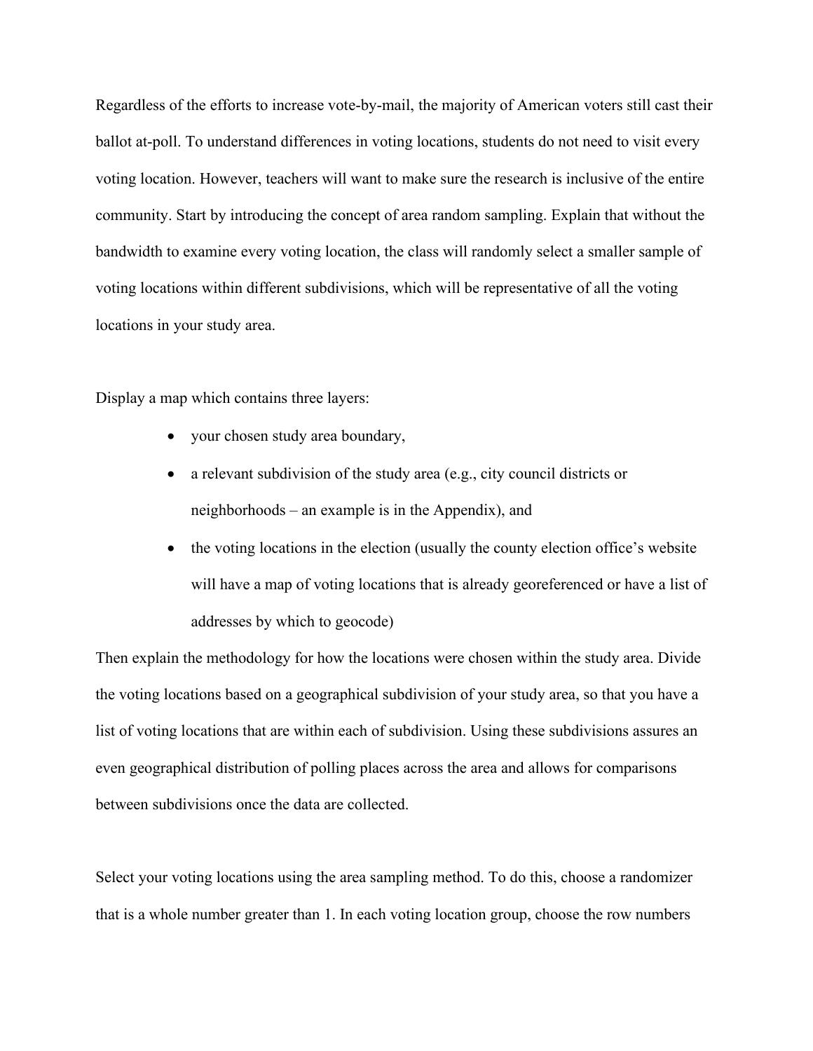Regardless of the efforts to increase vote-by-mail, the majority of American voters still cast their ballot at-poll. To understand differences in voting locations, students do not need to visit every voting location. However, teachers will want to make sure the research is inclusive of the entire community. Start by introducing the concept of area random sampling. Explain that without the bandwidth to examine every voting location, the class will randomly select a smaller sample of voting locations within different subdivisions, which will be representative of all the voting locations in your study area.

Display a map which contains three layers:

- your chosen study area boundary,
- a relevant subdivision of the study area (e.g., city council districts or neighborhoods – an example is in the Appendix), and
- the voting locations in the election (usually the county election office's website will have a map of voting locations that is already georeferenced or have a list of addresses by which to geocode)

Then explain the methodology for how the locations were chosen within the study area. Divide the voting locations based on a geographical subdivision of your study area, so that you have a list of voting locations that are within each of subdivision. Using these subdivisions assures an even geographical distribution of polling places across the area and allows for comparisons between subdivisions once the data are collected.

Select your voting locations using the area sampling method. To do this, choose a randomizer that is a whole number greater than 1. In each voting location group, choose the row numbers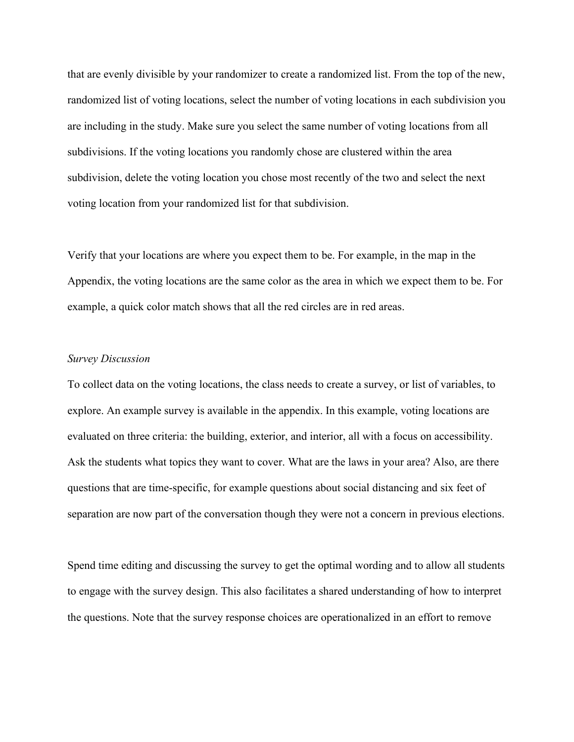that are evenly divisible by your randomizer to create a randomized list. From the top of the new, randomized list of voting locations, select the number of voting locations in each subdivision you are including in the study. Make sure you select the same number of voting locations from all subdivisions. If the voting locations you randomly chose are clustered within the area subdivision, delete the voting location you chose most recently of the two and select the next voting location from your randomized list for that subdivision.

Verify that your locations are where you expect them to be. For example, in the map in the Appendix, the voting locations are the same color as the area in which we expect them to be. For example, a quick color match shows that all the red circles are in red areas.

*Survey Discussion*

To collect data on the voting locations, the class needs to create a survey, or list of variables, to explore. An example survey is available in the appendix. In this example, voting locations are evaluated on three criteria: the building, exterior, and interior, all with a focus on accessibility. Ask the students what topics they want to cover. What are the laws in your area? Also, are there questions that are time-specific, for example questions about social distancing and six feet of separation are now part of the conversation though they were not a concern in previous elections.

Spend time editing and discussing the survey to get the optimal wording and to allow all students to engage with the survey design. This also facilitates a shared understanding of how to interpret the questions. Note that the survey response choices are operationalized in an effort to remove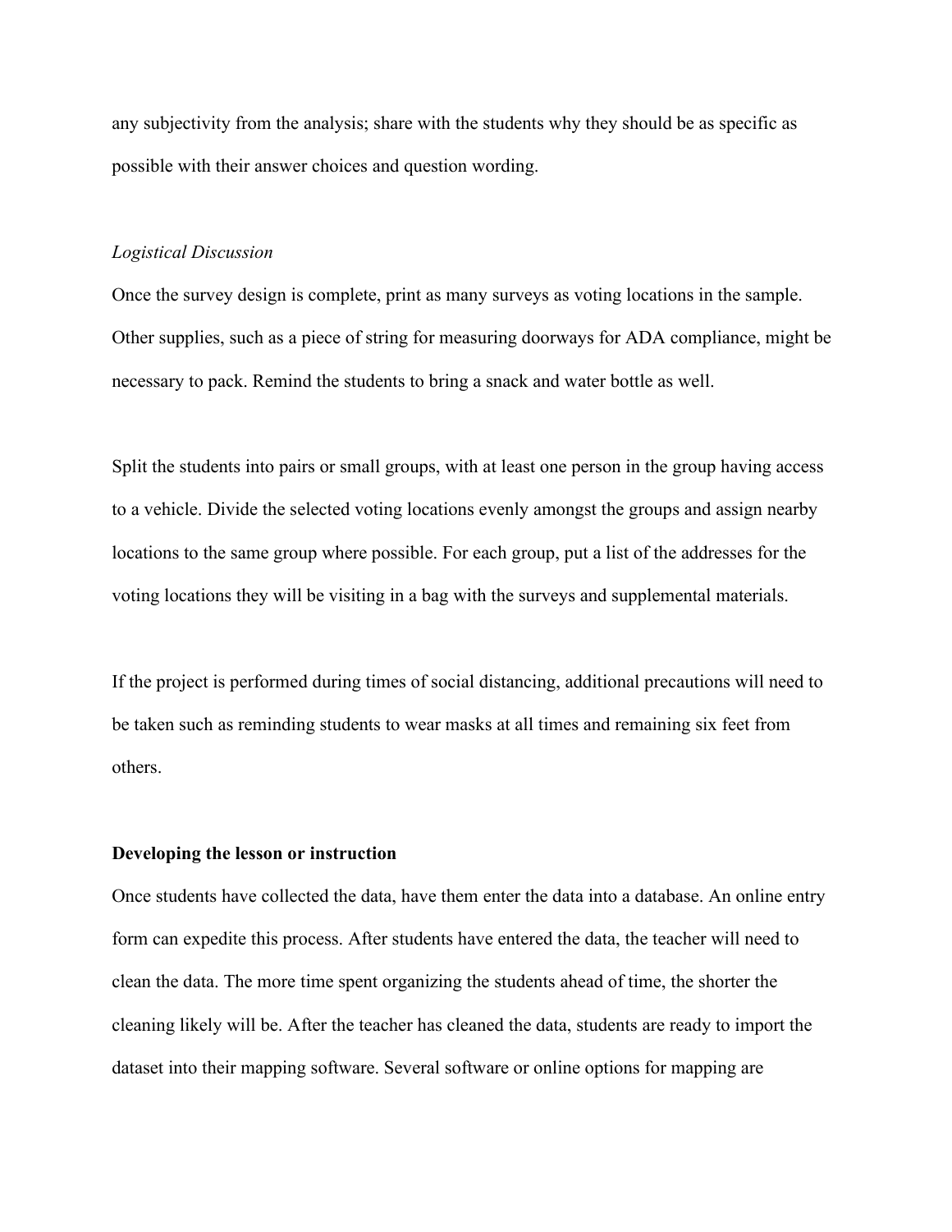any subjectivity from the analysis; share with the students why they should be as specific as possible with their answer choices and question wording.

*Logistical Discussion*

Once the survey design is complete, print as many surveys as voting locations in the sample. Other supplies, such as a piece of string for measuring doorways for ADA compliance, might be necessary to pack. Remind the students to bring a snack and water bottle as well.

Split the students into pairs or small groups, with at least one person in the group having access to a vehicle. Divide the selected voting locations evenly amongst the groups and assign nearby locations to the same group where possible. For each group, put a list of the addresses for the voting locations they will be visiting in a bag with the surveys and supplemental materials.

If the project is performed during times of social distancing, additional precautions will need to be taken such as reminding students to wear masks at all times and remaining six feet from others.

**Developing the lesson or instruction**

Once students have collected the data, have them enter the data into a database. An online entry form can expedite this process. After students have entered the data, the teacher will need to clean the data. The more time spent organizing the students ahead of time, the shorter the cleaning likely will be. After the teacher has cleaned the data, students are ready to import the dataset into their mapping software. Several software or online options for mapping are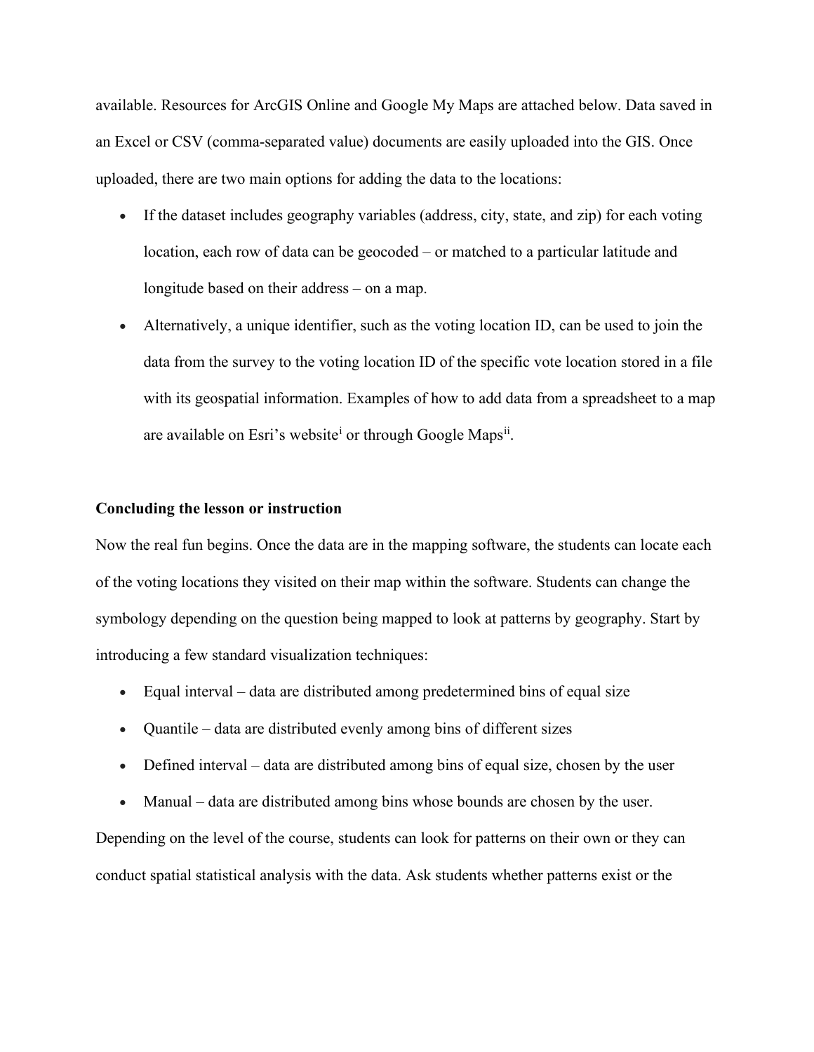available. Resources for ArcGIS Online and Google My Maps are attached below. Data saved in an Excel or CSV (comma-separated value) documents are easily uploaded into the GIS. Once uploaded, there are two main options for adding the data to the locations:

- If the dataset includes geography variables (address, city, state, and zip) for each voting location, each row of data can be geocoded – or matched to a particular latitude and longitude based on their address – on a map.
- Alternatively, a unique identifier, such as the voting location ID, can be used to join the data from the survey to the voting location ID of the specific vote location stored in a file with its geospatial information. Examples of how to add data from a spreadsheet to a map are available on Esri's website[i] or through Google Maps[ii].

**Concluding the lesson or instruction**

Now the real fun begins. Once the data are in the mapping software, the students can locate each of the voting locations they visited on their map within the software. Students can change the symbology depending on the question being mapped to look at patterns by geography. Start by introducing a few standard visualization techniques:

- Equal interval – data are distributed among predetermined bins of equal size
- Quantile – data are distributed evenly among bins of different sizes
- Defined interval – data are distributed among bins of equal size, chosen by the user
- Manual – data are distributed among bins whose bounds are chosen by the user.

Depending on the level of the course, students can look for patterns on their own or they can conduct spatial statistical analysis with the data. Ask students whether patterns exist or the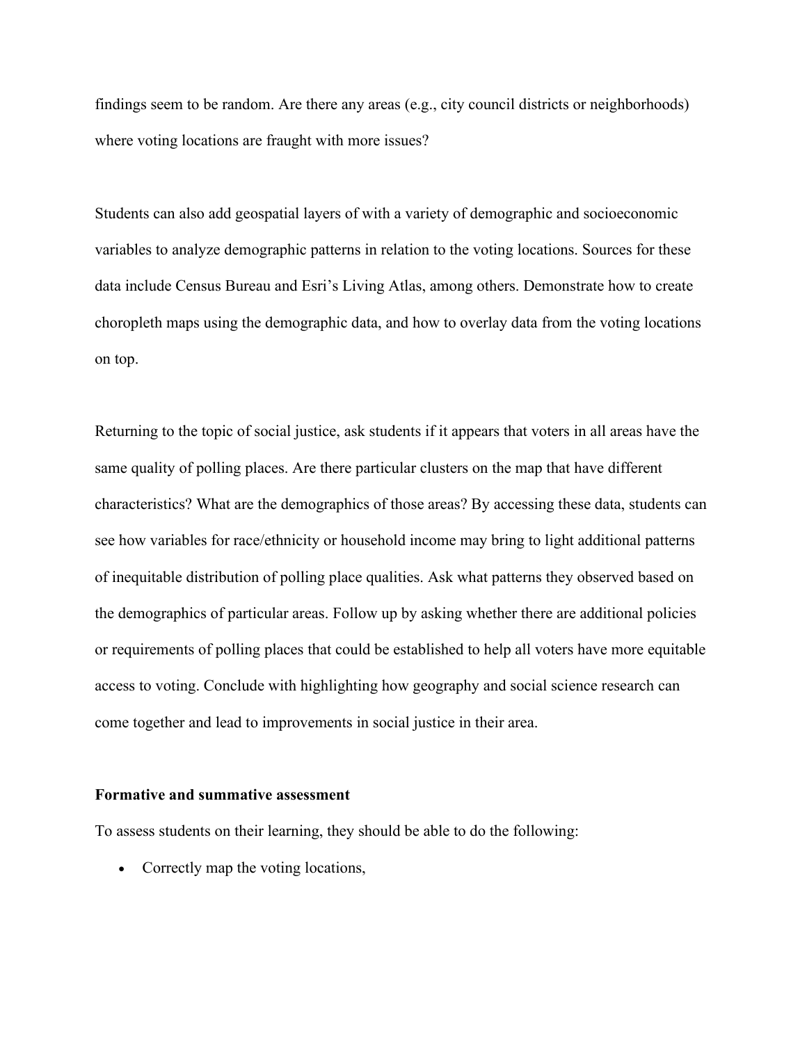findings seem to be random. Are there any areas (e.g., city council districts or neighborhoods) where voting locations are fraught with more issues?

Students can also add geospatial layers of with a variety of demographic and socioeconomic variables to analyze demographic patterns in relation to the voting locations. Sources for these data include Census Bureau and Esri's Living Atlas, among others. Demonstrate how to create choropleth maps using the demographic data, and how to overlay data from the voting locations on top.

Returning to the topic of social justice, ask students if it appears that voters in all areas have the same quality of polling places. Are there particular clusters on the map that have different characteristics? What are the demographics of those areas? By accessing these data, students can see how variables for race/ethnicity or household income may bring to light additional patterns of inequitable distribution of polling place qualities. Ask what patterns they observed based on the demographics of particular areas. Follow up by asking whether there are additional policies or requirements of polling places that could be established to help all voters have more equitable access to voting. Conclude with highlighting how geography and social science research can come together and lead to improvements in social justice in their area.

**Formative and summative assessment**

To assess students on their learning, they should be able to do the following:

- Correctly map the voting locations,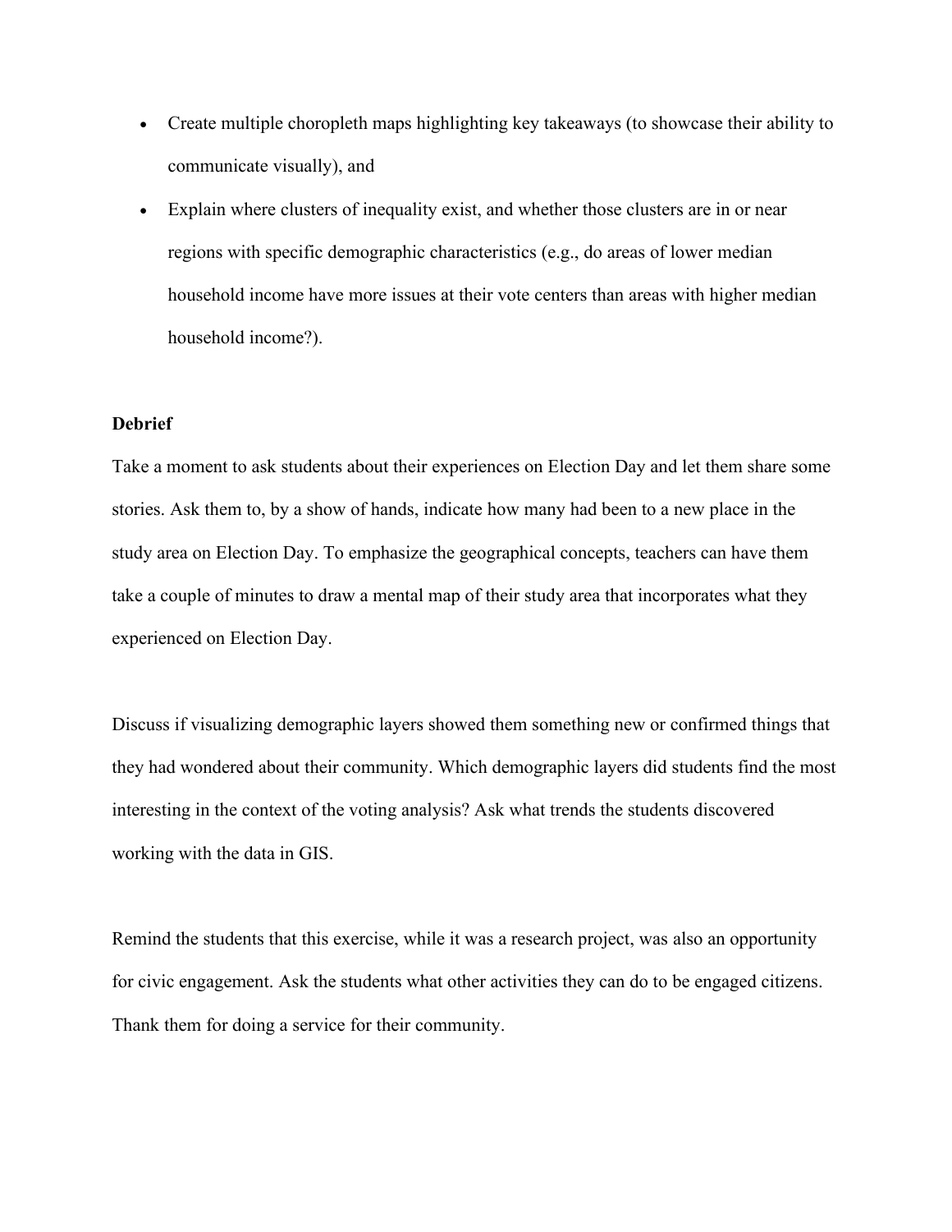- Create multiple choropleth maps highlighting key takeaways (to showcase their ability to communicate visually), and
- Explain where clusters of inequality exist, and whether those clusters are in or near regions with specific demographic characteristics (e.g., do areas of lower median household income have more issues at their vote centers than areas with higher median household income?).

**Debrief**

Take a moment to ask students about their experiences on Election Day and let them share some stories. Ask them to, by a show of hands, indicate how many had been to a new place in the study area on Election Day. To emphasize the geographical concepts, teachers can have them take a couple of minutes to draw a mental map of their study area that incorporates what they experienced on Election Day.

Discuss if visualizing demographic layers showed them something new or confirmed things that they had wondered about their community. Which demographic layers did students find the most interesting in the context of the voting analysis? Ask what trends the students discovered working with the data in GIS.

Remind the students that this exercise, while it was a research project, was also an opportunity for civic engagement. Ask the students what other activities they can do to be engaged citizens. Thank them for doing a service for their community.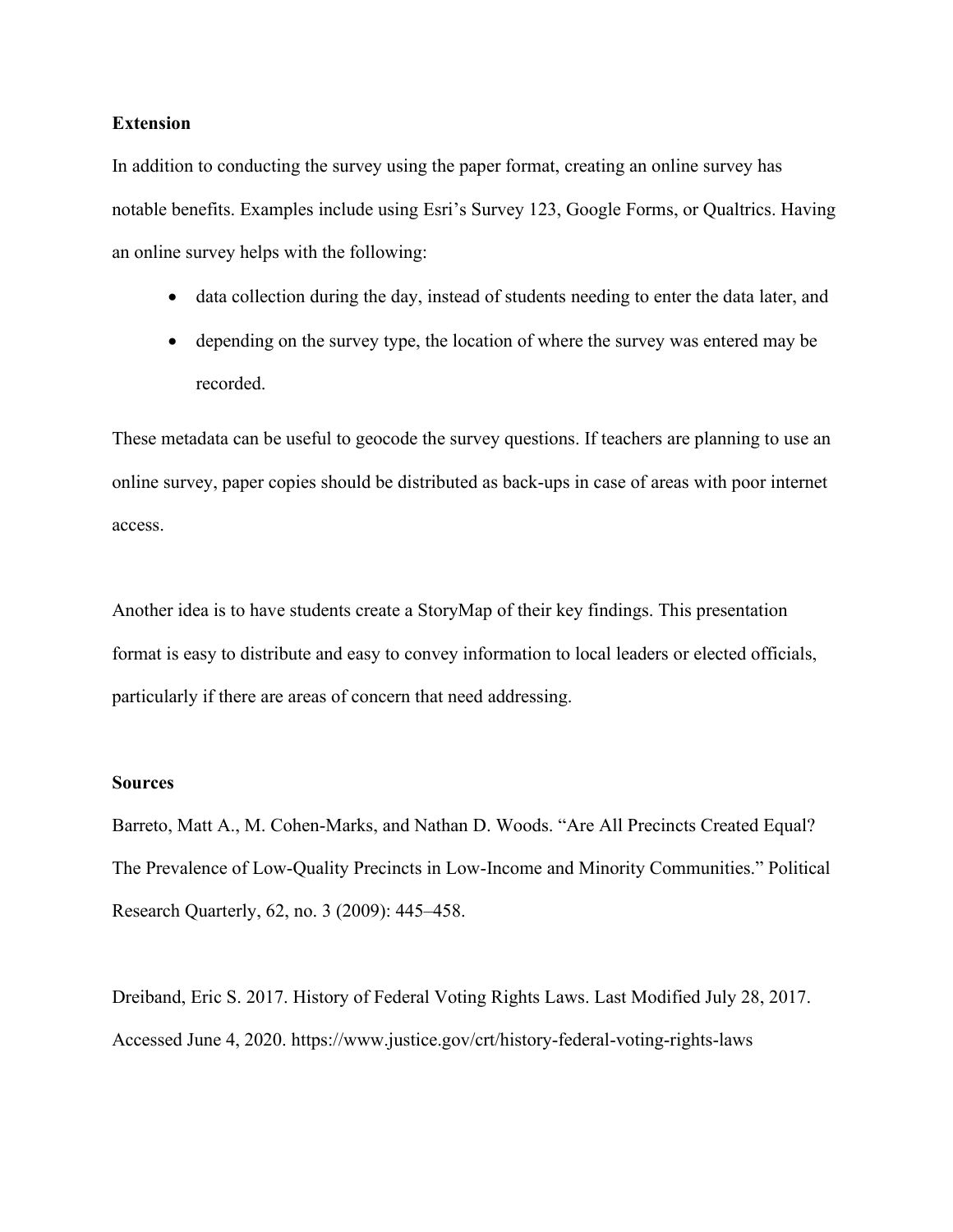**Extension**

In addition to conducting the survey using the paper format, creating an online survey has notable benefits. Examples include using Esri's Survey 123, Google Forms, or Qualtrics. Having an online survey helps with the following:

- data collection during the day, instead of students needing to enter the data later, and
- depending on the survey type, the location of where the survey was entered may be recorded.

These metadata can be useful to geocode the survey questions. If teachers are planning to use an online survey, paper copies should be distributed as back-ups in case of areas with poor internet access.

Another idea is to have students create a StoryMap of their key findings. This presentation format is easy to distribute and easy to convey information to local leaders or elected officials, particularly if there are areas of concern that need addressing.

**Sources**

Barreto, Matt A., M. Cohen-Marks, and Nathan D. Woods. "Are All Precincts Created Equal? The Prevalence of Low-Quality Precincts in Low-Income and Minority Communities." Political Research Quarterly, 62, no. 3 (2009): 445–458.

Dreiband, Eric S. 2017. History of Federal Voting Rights Laws. Last Modified July 28, 2017. Accessed June 4, 2020. https://www.justice.gov/crt/history-federal-voting-rights-laws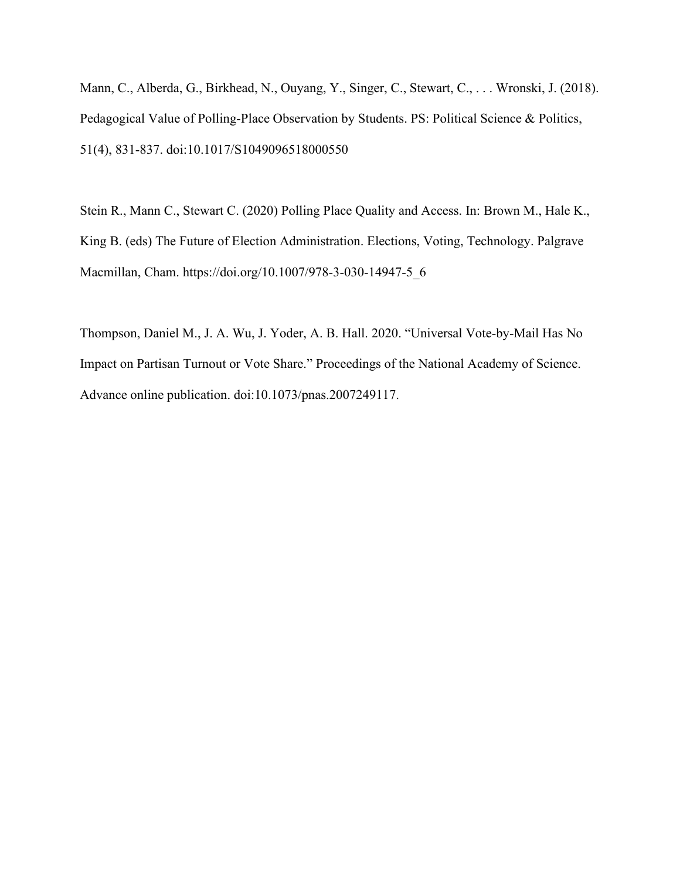Mann, C., Alberda, G., Birkhead, N., Ouyang, Y., Singer, C., Stewart, C., . . . Wronski, J. (2018). Pedagogical Value of Polling-Place Observation by Students. PS: Political Science & Politics, 51(4), 831-837. doi:10.1017/S1049096518000550

Stein R., Mann C., Stewart C. (2020) Polling Place Quality and Access. In: Brown M., Hale K., King B. (eds) The Future of Election Administration. Elections, Voting, Technology. Palgrave Macmillan, Cham. https://doi.org/10.1007/978-3-030-14947-5_6

Thompson, Daniel M., J. A. Wu, J. Yoder, A. B. Hall. 2020. "Universal Vote-by-Mail Has No Impact on Partisan Turnout or Vote Share." Proceedings of the National Academy of Science. Advance online publication. doi:10.1073/pnas.2007249117.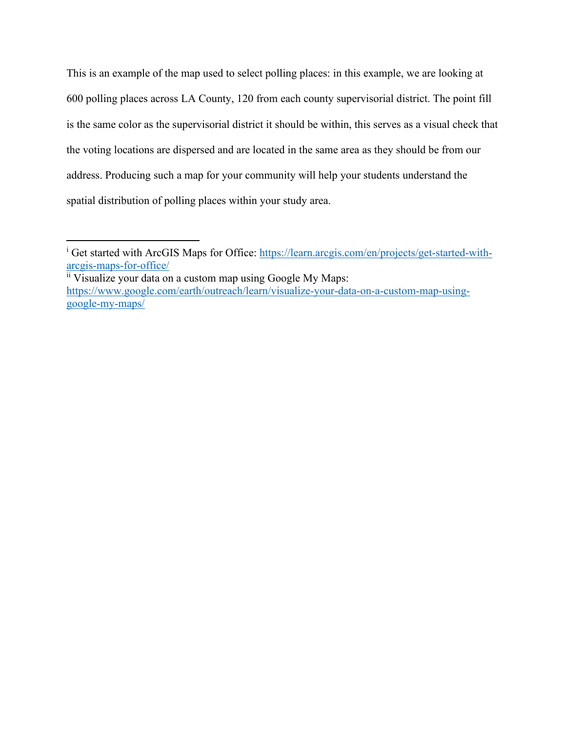This is an example of the map used to select polling places: in this example, we are looking at 600 polling places across LA County, 120 from each county supervisorial district. The point fill is the same color as the supervisorial district it should be within, this serves as a visual check that the voting locations are dispersed and are located in the same area as they should be from our address. Producing such a map for your community will help your students understand the spatial distribution of polling places within your study area.

---

[i] Get started with ArcGIS Maps for Office: https://learn.arcgis.com/en/projects/get-started-with-arcgis-maps-for-office/

[ii] Visualize your data on a custom map using Google My Maps: https://www.google.com/earth/outreach/learn/visualize-your-data-on-a-custom-map-using-google-my-maps/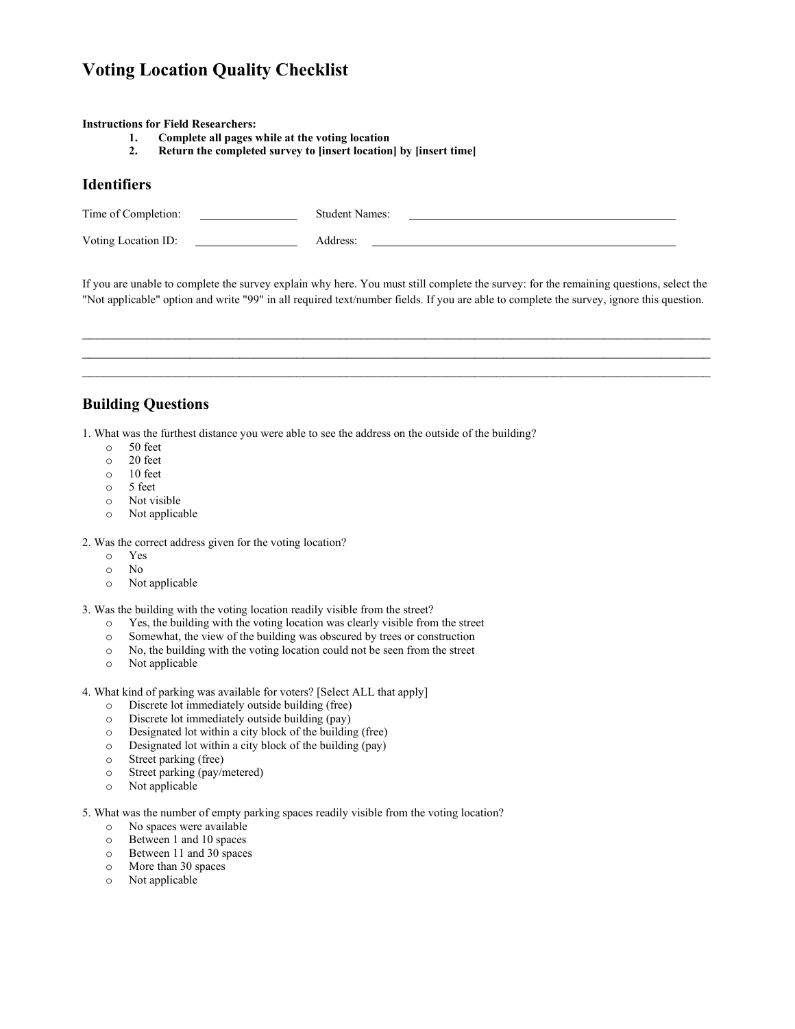# Voting Location Quality Checklist

**Instructions for Field Researchers:**

1. **Complete all pages while at the voting location**
2. **Return the completed survey to [insert location] by [insert time]**

## Identifiers

Time of Completion: ______________ Student Names: ________________________________________

Voting Location ID: ______________ Address: ________________________________________

If you are unable to complete the survey explain why here. You must still complete the survey: for the remaining questions, select the "Not applicable" option and write "99" in all required text/number fields. If you are able to complete the survey, ignore this question.

______________________________________________________________________________________________
______________________________________________________________________________________________
______________________________________________________________________________________________

## Building Questions

1. What was the furthest distance you were able to see the address on the outside of the building?
   - o 50 feet
   - o 20 feet
   - o 10 feet
   - o 5 feet
   - o Not visible
   - o Not applicable

2. Was the correct address given for the voting location?
   - o Yes
   - o No
   - o Not applicable

3. Was the building with the voting location readily visible from the street?
   - o Yes, the building with the voting location was clearly visible from the street
   - o Somewhat, the view of the building was obscured by trees or construction
   - o No, the building with the voting location could not be seen from the street
   - o Not applicable

4. What kind of parking was available for voters? [Select ALL that apply]
   - o Discrete lot immediately outside building (free)
   - o Discrete lot immediately outside building (pay)
   - o Designated lot within a city block of the building (free)
   - o Designated lot within a city block of the building (pay)
   - o Street parking (free)
   - o Street parking (pay/metered)
   - o Not applicable

5. What was the number of empty parking spaces readily visible from the voting location?
   - o No spaces were available
   - o Between 1 and 10 spaces
   - o Between 11 and 30 spaces
   - o More than 30 spaces
   - o Not applicable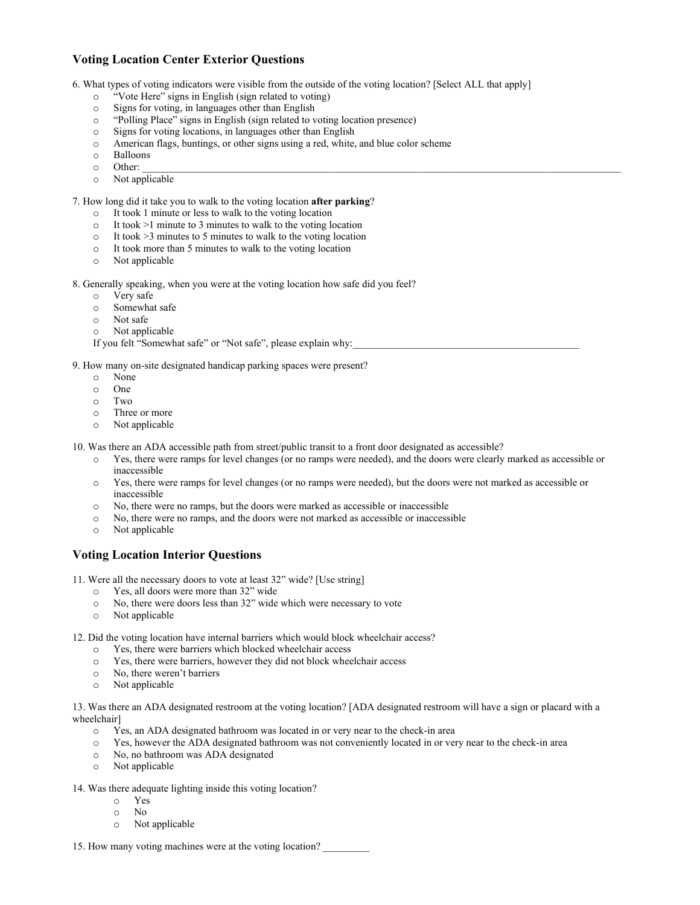## Voting Location Center Exterior Questions

6. What types of voting indicators were visible from the outside of the voting location? [Select ALL that apply]
    - o "Vote Here" signs in English (sign related to voting)
    - o Signs for voting, in languages other than English
    - o "Polling Place" signs in English (sign related to voting location presence)
    - o Signs for voting locations, in languages other than English
    - o American flags, buntings, or other signs using a red, white, and blue color scheme
    - o Balloons
    - o Other: ____________________________________________________________
    - o Not applicable

7. How long did it take you to walk to the voting location **after parking**?
    - o It took 1 minute or less to walk to the voting location
    - o It took >1 minute to 3 minutes to walk to the voting location
    - o It took >3 minutes to 5 minutes to walk to the voting location
    - o It took more than 5 minutes to walk to the voting location
    - o Not applicable

8. Generally speaking, when you were at the voting location how safe did you feel?
    - o Very safe
    - o Somewhat safe
    - o Not safe
    - o Not applicable

    If you felt "Somewhat safe" or "Not safe", please explain why:_____________________________________________

9. How many on-site designated handicap parking spaces were present?
    - o None
    - o One
    - o Two
    - o Three or more
    - o Not applicable

10. Was there an ADA accessible path from street/public transit to a front door designated as accessible?
    - o Yes, there were ramps for level changes (or no ramps were needed), and the doors were clearly marked as accessible or inaccessible
    - o Yes, there were ramps for level changes (or no ramps were needed), but the doors were not marked as accessible or inaccessible
    - o No, there were no ramps, but the doors were marked as accessible or inaccessible
    - o No, there were no ramps, and the doors were not marked as accessible or inaccessible
    - o Not applicable

## Voting Location Interior Questions

11. Were all the necessary doors to vote at least 32" wide? [Use string]
    - o Yes, all doors were more than 32" wide
    - o No, there were doors less than 32" wide which were necessary to vote
    - o Not applicable

12. Did the voting location have internal barriers which would block wheelchair access?
    - o Yes, there were barriers which blocked wheelchair access
    - o Yes, there were barriers, however they did not block wheelchair access
    - o No, there weren't barriers
    - o Not applicable

13. Was there an ADA designated restroom at the voting location? [ADA designated restroom will have a sign or placard with a wheelchair]
    - o Yes, an ADA designated bathroom was located in or very near to the check-in area
    - o Yes, however the ADA designated bathroom was not conveniently located in or very near to the check-in area
    - o No, no bathroom was ADA designated
    - o Not applicable

14. Was there adequate lighting inside this voting location?
    - o Yes
    - o No
    - o Not applicable

15. How many voting machines were at the voting location? _________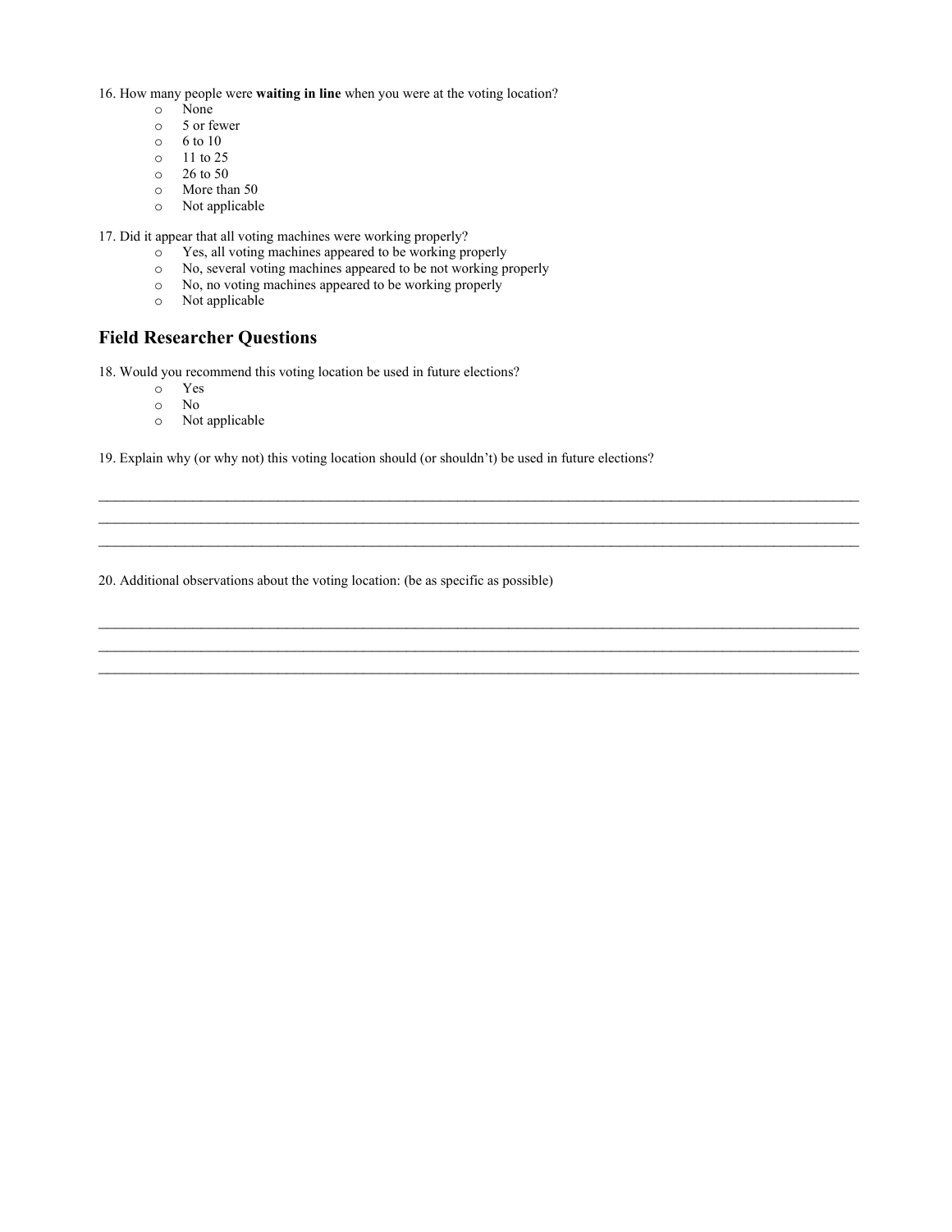16. How many people were **waiting in line** when you were at the voting location?

- None
- 5 or fewer
- 6 to 10
- 11 to 25
- 26 to 50
- More than 50
- Not applicable

17. Did it appear that all voting machines were working properly?

- Yes, all voting machines appeared to be working properly
- No, several voting machines appeared to be not working properly
- No, no voting machines appeared to be working properly
- Not applicable

## Field Researcher Questions

18. Would you recommend this voting location be used in future elections?

- Yes
- No
- Not applicable

19. Explain why (or why not) this voting location should (or shouldn't) be used in future elections?

______________________________________________________________________________________________
______________________________________________________________________________________________
______________________________________________________________________________________________

20. Additional observations about the voting location: (be as specific as possible)

______________________________________________________________________________________________
______________________________________________________________________________________________
______________________________________________________________________________________________